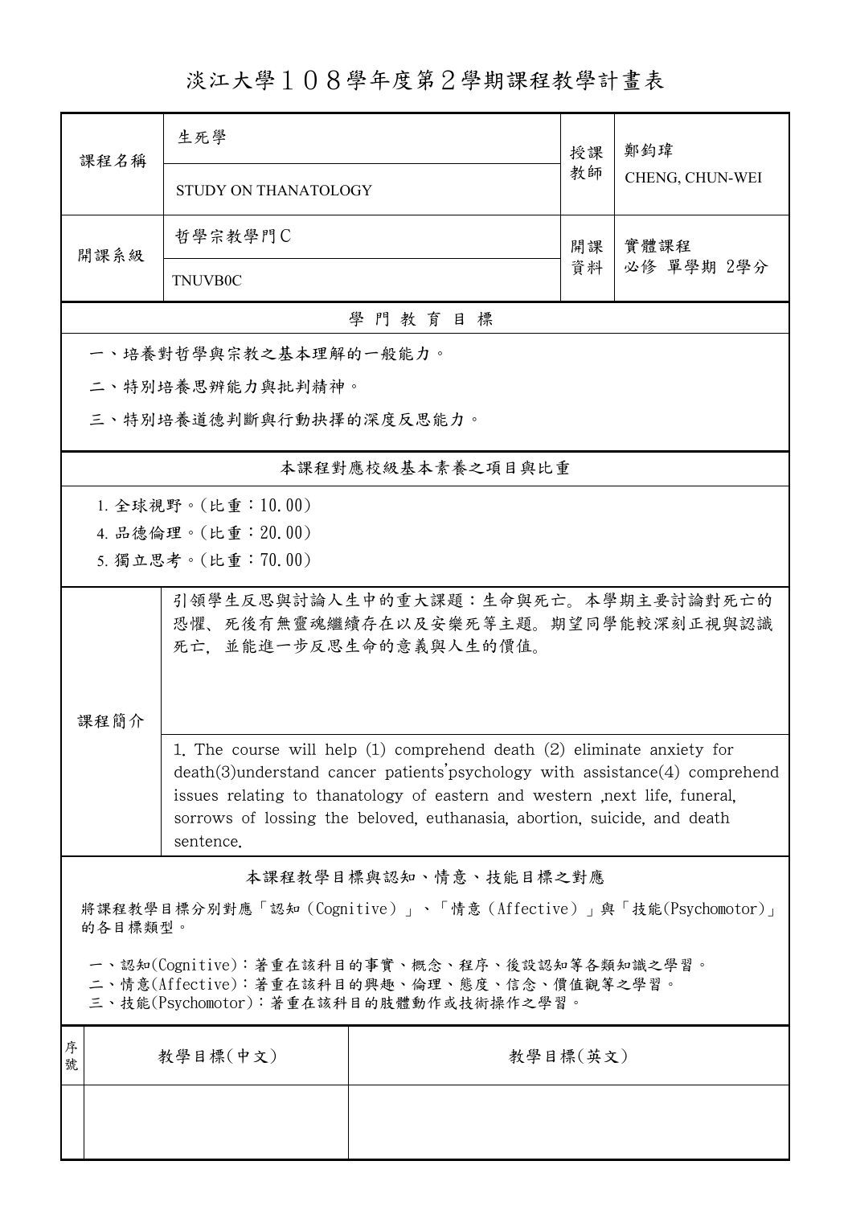# 淡江大學１０８學年度第２學期課程教學計畫表

| 課程名稱 | 生死學 | 授課教師 | 鄭鈞瑋 |
|---|---|---|---|
| | STUDY ON THANATOLOGY | | CHENG, CHUN-WEI |
| 開課系級 | 哲學宗教學門C | 開課資料 | 實體課程<br>必修 單學期 2學分 |
| | TNUVB0C | | |

## 學門教育目標

一、培養對哲學與宗教之基本理解的一般能力。

二、特別培養思辨能力與批判精神。

三、特別培養道德判斷與行動抉擇的深度反思能力。

## 本課程對應校級基本素養之項目與比重

1. 全球視野。(比重：10.00)
4. 品德倫理。(比重：20.00)
5. 獨立思考。(比重：70.00)

## 課程簡介

引領學生反思與討論人生中的重大課題：生命與死亡。本學期主要討論對死亡的恐懼、死後有無靈魂繼續存在以及安樂死等主題。期望同學能較深刻正視與認識死亡，並能進一步反思生命的意義與人生的價值。

1. The course will help (1) comprehend death (2) eliminate anxiety for death(3)understand cancer patients'psychology with assistance(4) comprehend issues relating to thanatology of eastern and western ,next life, funeral, sorrows of lossing the beloved, euthanasia, abortion, suicide, and death sentence.

## 本課程教學目標與認知、情意、技能目標之對應

將課程教學目標分別對應「認知（Cognitive）」、「情意（Affective）」與「技能(Psychomotor)」的各目標類型。

一、認知(Cognitive)：著重在該科目的事實、概念、程序、後設認知等各類知識之學習。
二、情意(Affective)：著重在該科目的興趣、倫理、態度、信念、價值觀等之學習。
三、技能(Psychomotor)：著重在該科目的肢體動作或技術操作之學習。

| 序號 | 教學目標(中文) | 教學目標(英文) |
|---|---|---|
| | | |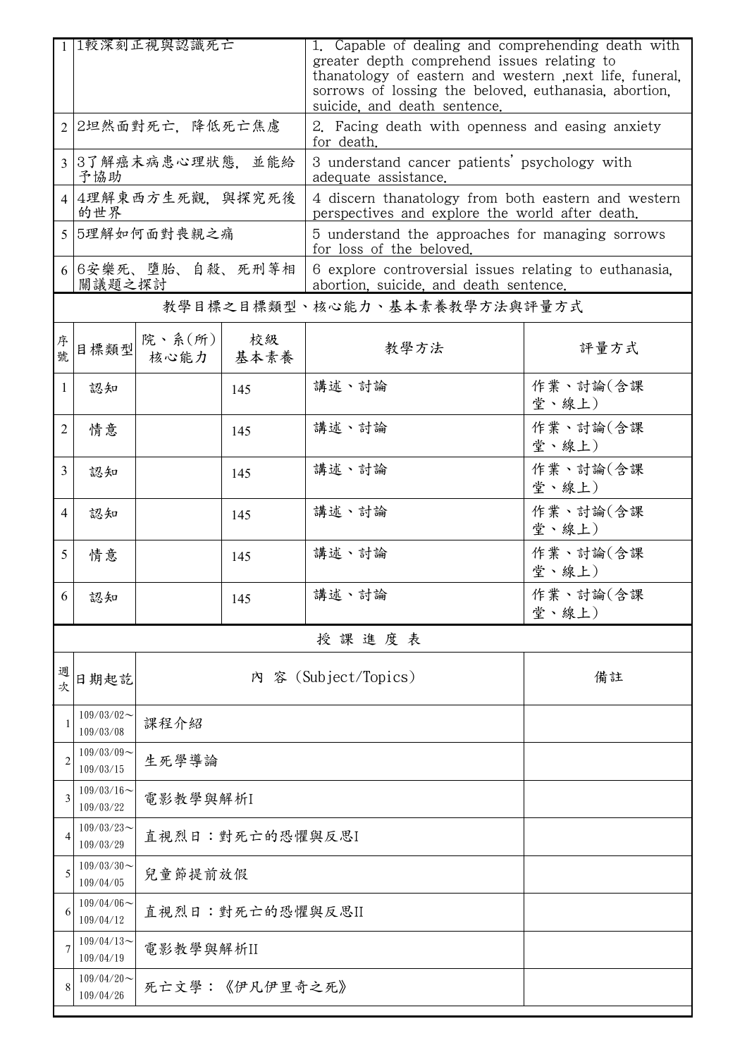| | | |
|---|---|---|
| 1 | 1較深刻正視與認識死亡 | 1. Capable of dealing and comprehending death with greater depth comprehend issues relating to thanatology of eastern and western ,next life, funeral, sorrows of lossing the beloved, euthanasia, abortion, suicide, and death sentence. |
| 2 | 2坦然面對死亡，降低死亡焦慮 | 2. Facing death with openness and easing anxiety for death. |
| 3 | 3了解癌末病患心理狀態，並能給予協助 | 3 understand cancer patients' psychology with adequate assistance. |
| 4 | 4理解東西方生死觀，與探究死後的世界 | 4 discern thanatology from both eastern and western perspectives and explore the world after death. |
| 5 | 5理解如何面對喪親之痛 | 5 understand the approaches for managing sorrows for loss of the beloved. |
| 6 | 6安樂死、墮胎、自殺、死刑等相關議題之探討 | 6 explore controversial issues relating to euthanasia, abortion, suicide, and death sentence. |

## 教學目標之目標類型、核心能力、基本素養教學方法與評量方式

| 序號 | 目標類型 | 院、系(所)核心能力 | 校級基本素養 | 教學方法 | 評量方式 |
|---|---|---|---|---|---|
| 1 | 認知 | | 145 | 講述、討論 | 作業、討論(含課堂、線上) |
| 2 | 情意 | | 145 | 講述、討論 | 作業、討論(含課堂、線上) |
| 3 | 認知 | | 145 | 講述、討論 | 作業、討論(含課堂、線上) |
| 4 | 認知 | | 145 | 講述、討論 | 作業、討論(含課堂、線上) |
| 5 | 情意 | | 145 | 講述、討論 | 作業、討論(含課堂、線上) |
| 6 | 認知 | | 145 | 講述、討論 | 作業、討論(含課堂、線上) |

## 授課進度表

| 週次 | 日期起訖 | 內 容 (Subject/Topics) | 備註 |
|---|---|---|---|
| 1 | 109/03/02～109/03/08 | 課程介紹 | |
| 2 | 109/03/09～109/03/15 | 生死學導論 | |
| 3 | 109/03/16～109/03/22 | 電影教學與解析I | |
| 4 | 109/03/23～109/03/29 | 直視烈日：對死亡的恐懼與反思I | |
| 5 | 109/03/30～109/04/05 | 兒童節提前放假 | |
| 6 | 109/04/06～109/04/12 | 直視烈日：對死亡的恐懼與反思II | |
| 7 | 109/04/13～109/04/19 | 電影教學與解析II | |
| 8 | 109/04/20～109/04/26 | 死亡文學：《伊凡伊里奇之死》 | |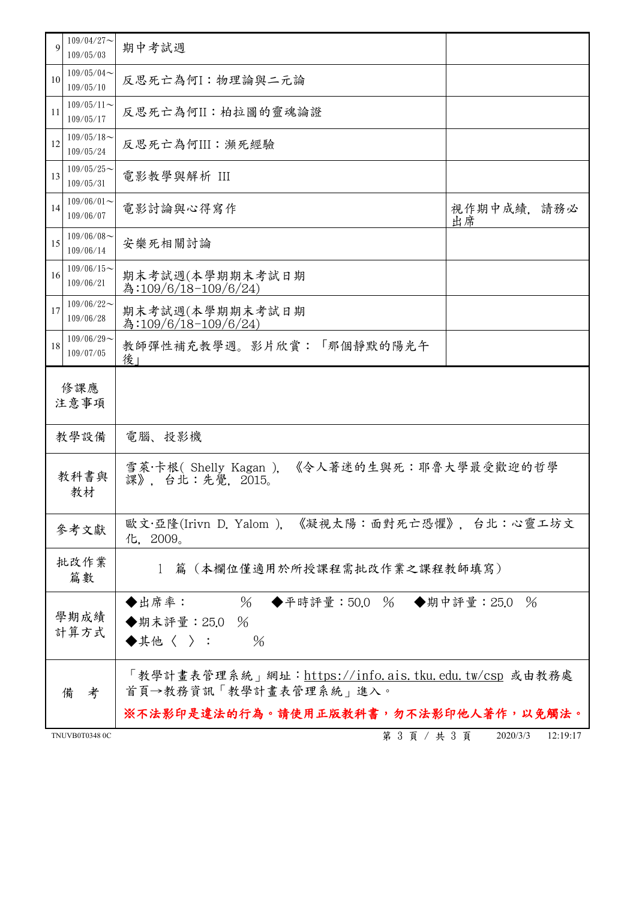| | | | |
|---|---|---|---|
| 9 | 109/04/27～<br>109/05/03 | 期中考試週 | |
| 10 | 109/05/04～<br>109/05/10 | 反思死亡為何I：物理論與二元論 | |
| 11 | 109/05/11～<br>109/05/17 | 反思死亡為何II：柏拉圖的靈魂論證 | |
| 12 | 109/05/18～<br>109/05/24 | 反思死亡為何III：瀕死經驗 | |
| 13 | 109/05/25～<br>109/05/31 | 電影教學與解析 III | |
| 14 | 109/06/01～<br>109/06/07 | 電影討論與心得寫作 | 視作期中成績，請務必出席 |
| 15 | 109/06/08～<br>109/06/14 | 安樂死相關討論 | |
| 16 | 109/06/15～<br>109/06/21 | 期末考試週(本學期期末考試日期為:109/6/18-109/6/24) | |
| 17 | 109/06/22～<br>109/06/28 | 期末考試週(本學期期末考試日期為:109/6/18-109/6/24) | |
| 18 | 109/06/29～<br>109/07/05 | 教師彈性補充教學週。影片欣賞：「那個靜默的陽光午後」 | |

| | |
|---|---|
| 修課應注意事項 | |
| 教學設備 | 電腦、投影機 |
| 教科書與教材 | 雪萊·卡根( Shelly Kagan )，《令人著迷的生與死：耶魯大學最受歡迎的哲學課》，台北：先覺，2015。 |
| 參考文獻 | 歐文·亞隆(Irivn D. Yalom )，《凝視太陽：面對死亡恐懼》，台北：心靈工坊文化，2009。 |
| 批改作業篇數 | 1 篇（本欄位僅適用於所授課程需批改作業之課程教師填寫） |
| 學期成績計算方式 | ◆出席率： ％ ◆平時評量：50.0 ％ ◆期中評量：25.0 ％<br>◆期末評量：25.0 ％<br>◆其他〈 〉： ％ |
| 備　考 | 「教學計畫表管理系統」網址：https://info.ais.tku.edu.tw/csp 或由教務處首頁→教務資訊「教學計畫表管理系統」進入。<br>**※不法影印是違法的行為。請使用正版教科書，勿不法影印他人著作，以免觸法。** |

TNUVB0T0348 0C　　2020/3/3　12:19:17